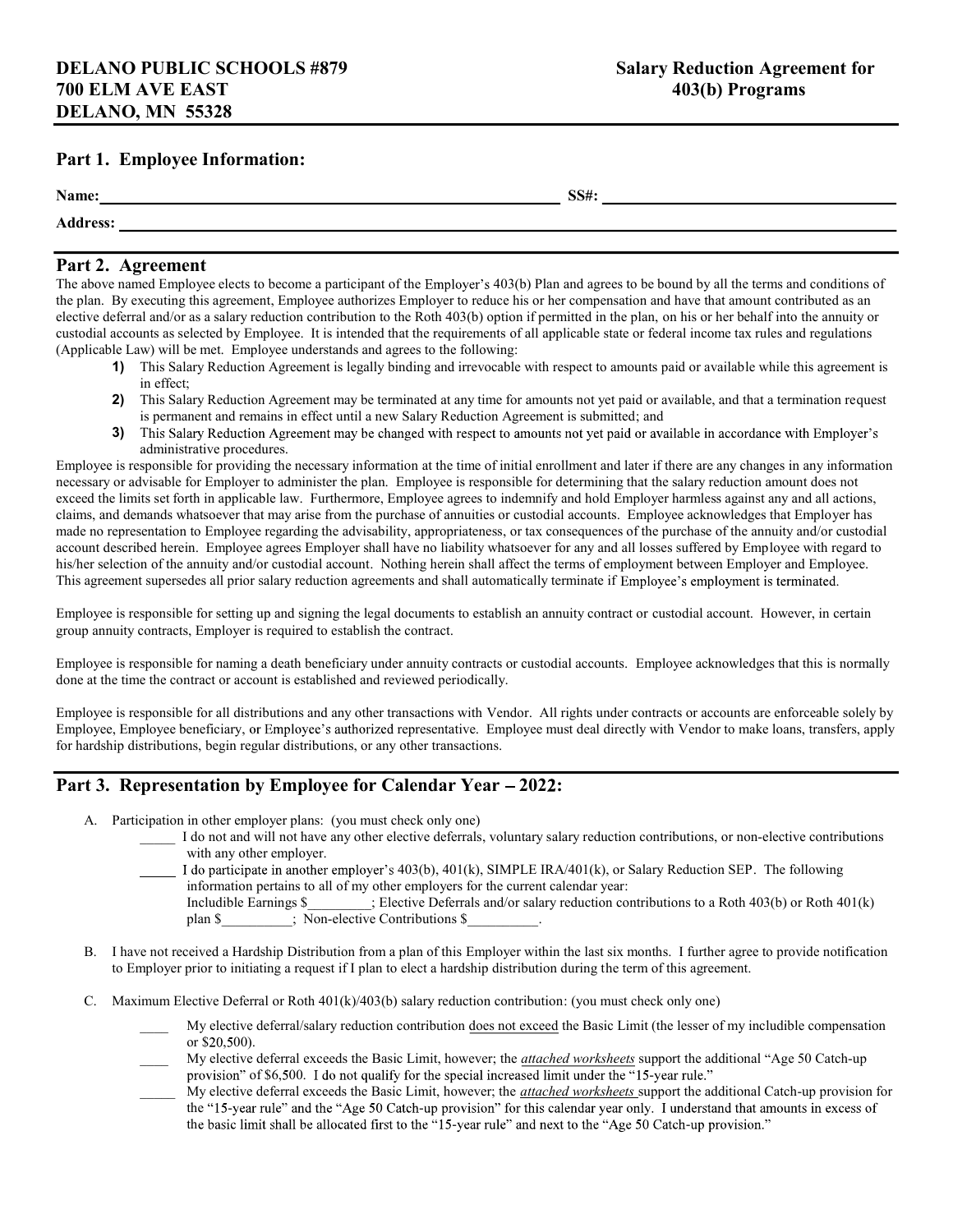**DELANO PUBLIC SCHOOLS #879**
**700 ELM AVE EAST**
**DELANO, MN 55328**

**Salary Reduction Agreement for 403(b) Programs**

## Part 1. Employee Information:

**Name:** ______________________________ **SS#:** ______________________________

**Address:** ______________________________________________________________

## Part 2. Agreement

The above named Employee elects to become a participant of the Employer's 403(b) Plan and agrees to be bound by all the terms and conditions of the plan. By executing this agreement, Employee authorizes Employer to reduce his or her compensation and have that amount contributed as an elective deferral and/or as a salary reduction contribution to the Roth 403(b) option if permitted in the plan, on his or her behalf into the annuity or custodial accounts as selected by Employee. It is intended that the requirements of all applicable state or federal income tax rules and regulations (Applicable Law) will be met. Employee understands and agrees to the following:

1) This Salary Reduction Agreement is legally binding and irrevocable with respect to amounts paid or available while this agreement is in effect;
2) This Salary Reduction Agreement may be terminated at any time for amounts not yet paid or available, and that a termination request is permanent and remains in effect until a new Salary Reduction Agreement is submitted; and
3) This Salary Reduction Agreement may be changed with respect to amounts not yet paid or available in accordance with Employer's administrative procedures.

Employee is responsible for providing the necessary information at the time of initial enrollment and later if there are any changes in any information necessary or advisable for Employer to administer the plan. Employee is responsible for determining that the salary reduction amount does not exceed the limits set forth in applicable law. Furthermore, Employee agrees to indemnify and hold Employer harmless against any and all actions, claims, and demands whatsoever that may arise from the purchase of annuities or custodial accounts. Employee acknowledges that Employer has made no representation to Employee regarding the advisability, appropriateness, or tax consequences of the purchase of the annuity and/or custodial account described herein. Employee agrees Employer shall have no liability whatsoever for any and all losses suffered by Employee with regard to his/her selection of the annuity and/or custodial account. Nothing herein shall affect the terms of employment between Employer and Employee. This agreement supersedes all prior salary reduction agreements and shall automatically terminate if Employee's employment is terminated.

Employee is responsible for setting up and signing the legal documents to establish an annuity contract or custodial account. However, in certain group annuity contracts, Employer is required to establish the contract.

Employee is responsible for naming a death beneficiary under annuity contracts or custodial accounts. Employee acknowledges that this is normally done at the time the contract or account is established and reviewed periodically.

Employee is responsible for all distributions and any other transactions with Vendor. All rights under contracts or accounts are enforceable solely by Employee, Employee beneficiary, or Employee's authorized representative. Employee must deal directly with Vendor to make loans, transfers, apply for hardship distributions, begin regular distributions, or any other transactions.

## Part 3. Representation by Employee for Calendar Year – 2022:

A. Participation in other employer plans: (you must check only one)

_____ I do not and will not have any other elective deferrals, voluntary salary reduction contributions, or non-elective contributions with any other employer.

_____ I do participate in another employer's 403(b), 401(k), SIMPLE IRA/401(k), or Salary Reduction SEP. The following information pertains to all of my other employers for the current calendar year:
Includible Earnings $_________; Elective Deferrals and/or salary reduction contributions to a Roth 403(b) or Roth 401(k) plan $__________; Non-elective Contributions $__________.

B. I have not received a Hardship Distribution from a plan of this Employer within the last six months. I further agree to provide notification to Employer prior to initiating a request if I plan to elect a hardship distribution during the term of this agreement.

C. Maximum Elective Deferral or Roth 401(k)/403(b) salary reduction contribution: (you must check only one)

____ My elective deferral/salary reduction contribution does not exceed the Basic Limit (the lesser of my includible compensation or $20,500).

____ My elective deferral exceeds the Basic Limit, however; the *attached worksheets* support the additional "Age 50 Catch-up provision" of $6,500. I do not qualify for the special increased limit under the "15-year rule."

_____ My elective deferral exceeds the Basic Limit, however; the *attached worksheets* support the additional Catch-up provision for the "15-year rule" and the "Age 50 Catch-up provision" for this calendar year only. I understand that amounts in excess of the basic limit shall be allocated first to the "15-year rule" and next to the "Age 50 Catch-up provision."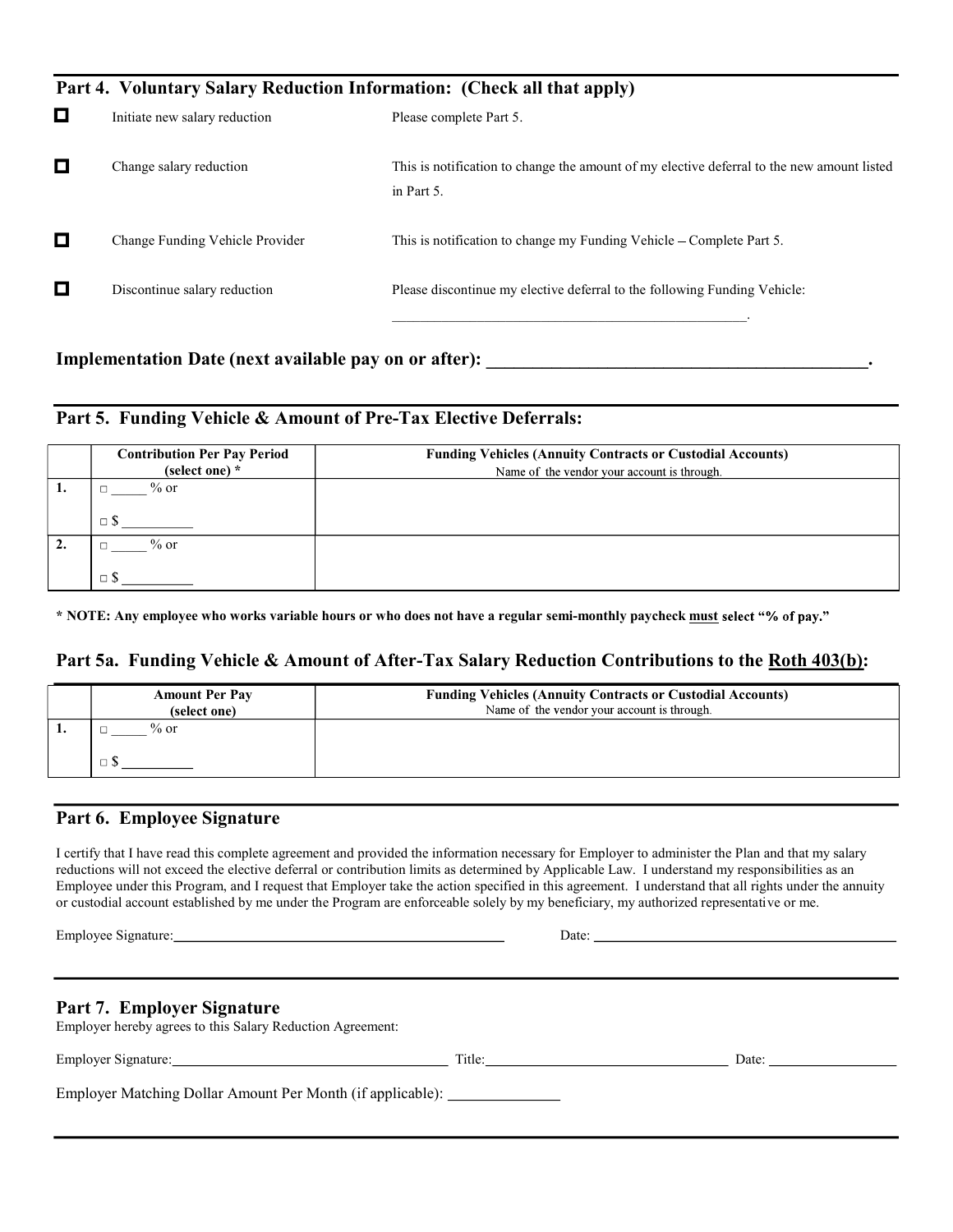## Part 4. Voluntary Salary Reduction Information: (Check all that apply)

| | | |
|---|---|---|
| ☐ | Initiate new salary reduction | Please complete Part 5. |
| ☐ | Change salary reduction | This is notification to change the amount of my elective deferral to the new amount listed in Part 5. |
| ☐ | Change Funding Vehicle Provider | This is notification to change my Funding Vehicle – Complete Part 5. |
| ☐ | Discontinue salary reduction | Please discontinue my elective deferral to the following Funding Vehicle: ___________________________________________________. |

**Implementation Date (next available pay on or after): ___________________________________________.**

## Part 5. Funding Vehicle & Amount of Pre-Tax Elective Deferrals:

| | Contribution Per Pay Period (select one) * | Funding Vehicles (Annuity Contracts or Custodial Accounts) Name of the vendor your account is through. |
|---|---|---|
| 1. | □ _____ % or □ $ __________ | |
| 2. | □ _____ % or □ $ __________ | |

**\* NOTE: Any employee who works variable hours or who does not have a regular semi-monthly paycheck <u>must</u> select "% of pay."**

## Part 5a. Funding Vehicle & Amount of After-Tax Salary Reduction Contributions to the <u>Roth 403(b)</u>:

| | Amount Per Pay (select one) | Funding Vehicles (Annuity Contracts or Custodial Accounts) Name of the vendor your account is through. |
|---|---|---|
| 1. | □ _____ % or □ $ __________ | |

## Part 6. Employee Signature

I certify that I have read this complete agreement and provided the information necessary for Employer to administer the Plan and that my salary reductions will not exceed the elective deferral or contribution limits as determined by Applicable Law. I understand my responsibilities as an Employee under this Program, and I request that Employer take the action specified in this agreement. I understand that all rights under the annuity or custodial account established by me under the Program are enforceable solely by my beneficiary, my authorized representative or me.

Employee Signature:_______________________________________ Date: _______________________________________

## Part 7. Employer Signature

Employer hereby agrees to this Salary Reduction Agreement:

Employer Signature:___________________________________ Title:________________________________ Date: _______________

Employer Matching Dollar Amount Per Month (if applicable): _______________